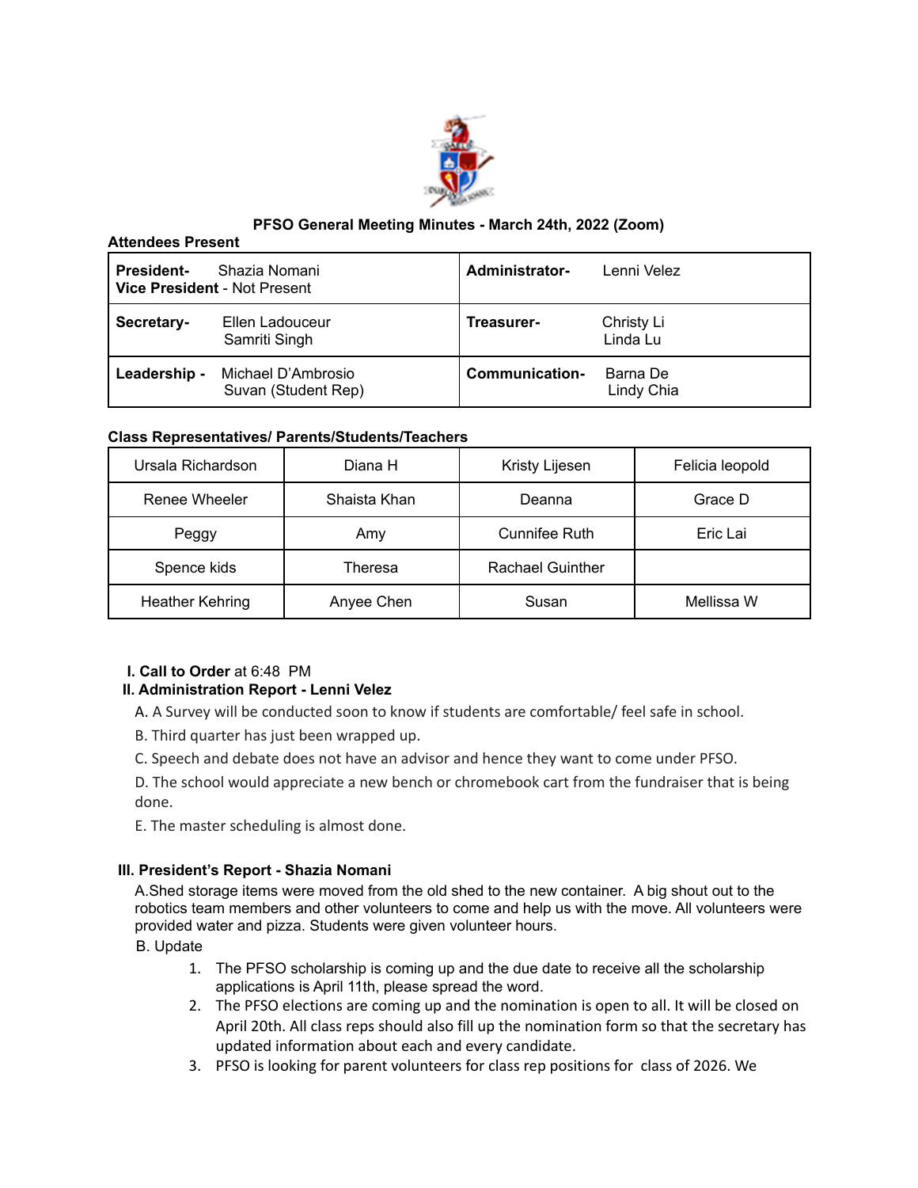# PFSO General Meeting Minutes - March 24th, 2022 (Zoom)

**Attendees Present**

| | |
|---|---|
| **President-** Shazia Nomani<br>**Vice President** - Not Present | **Administrator-** Lenni Velez |
| **Secretary-** Ellen Ladouceur<br>Samriti Singh | **Treasurer-** Christy Li<br>Linda Lu |
| **Leadership -** Michael D'Ambrosio<br>Suvan (Student Rep) | **Communication-** Barna De<br>Lindy Chia |

**Class Representatives/ Parents/Students/Teachers**

| | | | |
|---|---|---|---|
| Ursala Richardson | Diana H | Kristy Lijesen | Felicia leopold |
| Renee Wheeler | Shaista Khan | Deanna | Grace D |
| Peggy | Amy | Cunnifee Ruth | Eric Lai |
| Spence kids | Theresa | Rachael Guinther | |
| Heather Kehring | Anyee Chen | Susan | Mellissa W |

**I. Call to Order** at 6:48 PM

**II. Administration Report - Lenni Velez**

A. A Survey will be conducted soon to know if students are comfortable/ feel safe in school.

B. Third quarter has just been wrapped up.

C. Speech and debate does not have an advisor and hence they want to come under PFSO.

D. The school would appreciate a new bench or chromebook cart from the fundraiser that is being done.

E. The master scheduling is almost done.

**III. President's Report - Shazia Nomani**

A.Shed storage items were moved from the old shed to the new container. A big shout out to the robotics team members and other volunteers to come and help us with the move. All volunteers were provided water and pizza. Students were given volunteer hours.

B. Update

1. The PFSO scholarship is coming up and the due date to receive all the scholarship applications is April 11th, please spread the word.
2. The PFSO elections are coming up and the nomination is open to all. It will be closed on April 20th. All class reps should also fill up the nomination form so that the secretary has updated information about each and every candidate.
3. PFSO is looking for parent volunteers for class rep positions for class of 2026. We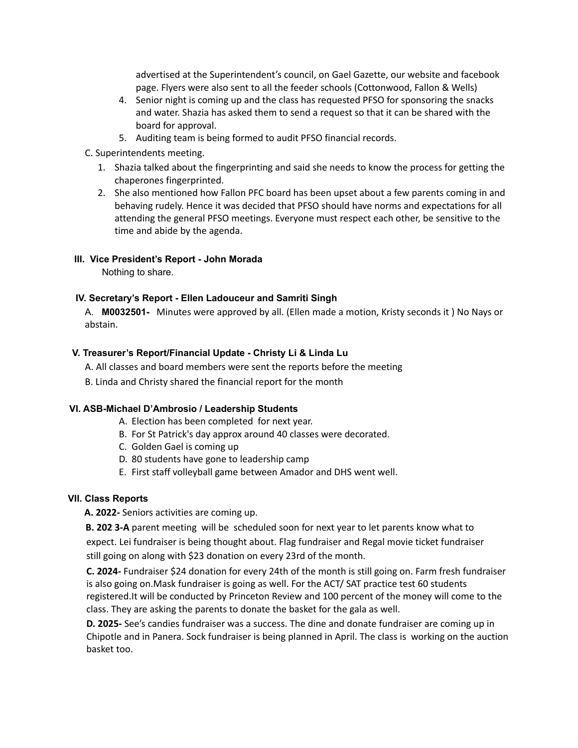advertised at the Superintendent's council, on Gael Gazette, our website and facebook page. Flyers were also sent to all the feeder schools (Cottonwood, Fallon & Wells)

4. Senior night is coming up and the class has requested PFSO for sponsoring the snacks and water. Shazia has asked them to send a request so that it can be shared with the board for approval.
5. Auditing team is being formed to audit PFSO financial records.

C. Superintendents meeting.

1. Shazia talked about the fingerprinting and said she needs to know the process for getting the chaperones fingerprinted.
2. She also mentioned how Fallon PFC board has been upset about a few parents coming in and behaving rudely. Hence it was decided that PFSO should have norms and expectations for all attending the general PFSO meetings. Everyone must respect each other, be sensitive to the time and abide by the agenda.

### III. Vice President's Report - John Morada

Nothing to share.

### IV. Secretary's Report - Ellen Ladouceur and Samriti Singh

A. **M0032501-** Minutes were approved by all. (Ellen made a motion, Kristy seconds it ) No Nays or abstain.

### V. Treasurer's Report/Financial Update - Christy Li & Linda Lu

A. All classes and board members were sent the reports before the meeting

B. Linda and Christy shared the financial report for the month

### VI. ASB-Michael D'Ambrosio / Leadership Students

A. Election has been completed for next year.

B. For St Patrick's day approx around 40 classes were decorated.

C. Golden Gael is coming up

D. 80 students have gone to leadership camp

E. First staff volleyball game between Amador and DHS went well.

### VII. Class Reports

**A. 2022-** Seniors activities are coming up.

**B. 202 3-A** parent meeting will be scheduled soon for next year to let parents know what to expect. Lei fundraiser is being thought about. Flag fundraiser and Regal movie ticket fundraiser still going on along with $23 donation on every 23rd of the month.

**C. 2024-** Fundraiser $24 donation for every 24th of the month is still going on. Farm fresh fundraiser is also going on.Mask fundraiser is going as well. For the ACT/ SAT practice test 60 students registered.It will be conducted by Princeton Review and 100 percent of the money will come to the class. They are asking the parents to donate the basket for the gala as well.

**D. 2025-** See's candies fundraiser was a success. The dine and donate fundraiser are coming up in Chipotle and in Panera. Sock fundraiser is being planned in April. The class is working on the auction basket too.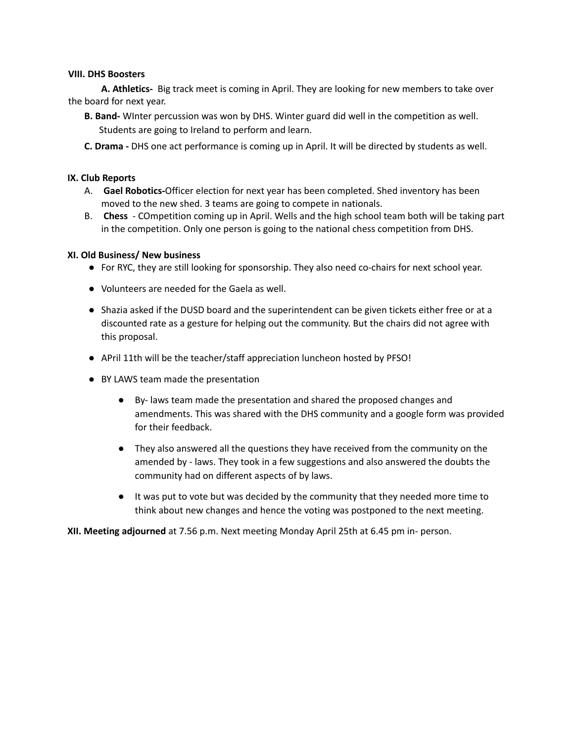**VIII. DHS Boosters**

**A. Athletics-** Big track meet is coming in April. They are looking for new members to take over the board for next year.

**B. Band-** WInter percussion was won by DHS. Winter guard did well in the competition as well. Students are going to Ireland to perform and learn.

**C. Drama -** DHS one act performance is coming up in April. It will be directed by students as well.

**IX. Club Reports**

A. **Gael Robotics-**Officer election for next year has been completed. Shed inventory has been moved to the new shed. 3 teams are going to compete in nationals.
B. **Chess** - COmpetition coming up in April. Wells and the high school team both will be taking part in the competition. Only one person is going to the national chess competition from DHS.

**XI. Old Business/ New business**

- For RYC, they are still looking for sponsorship. They also need co-chairs for next school year.
- Volunteers are needed for the Gaela as well.
- Shazia asked if the DUSD board and the superintendent can be given tickets either free or at a discounted rate as a gesture for helping out the community. But the chairs did not agree with this proposal.
- APril 11th will be the teacher/staff appreciation luncheon hosted by PFSO!
- BY LAWS team made the presentation
    - By- laws team made the presentation and shared the proposed changes and amendments. This was shared with the DHS community and a google form was provided for their feedback.
    - They also answered all the questions they have received from the community on the amended by - laws. They took in a few suggestions and also answered the doubts the community had on different aspects of by laws.
    - It was put to vote but was decided by the community that they needed more time to think about new changes and hence the voting was postponed to the next meeting.

**XII. Meeting adjourned** at 7.56 p.m. Next meeting Monday April 25th at 6.45 pm in- person.